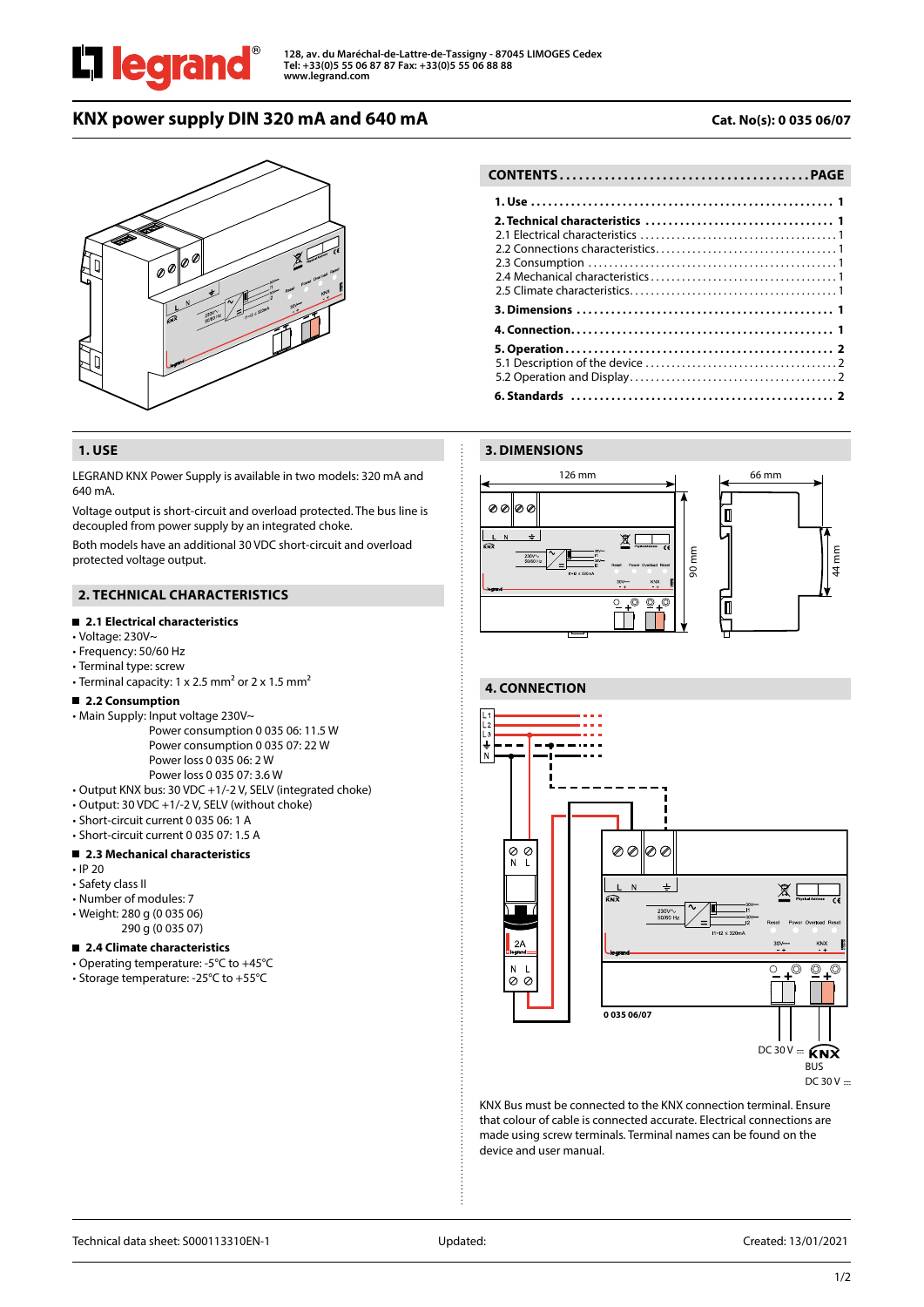128, av. du Maréchal-de-Lattre-de-Tassigny - 87045 LIMOGES Cedex
Tel: +33(0)5 55 06 87 87 Fax: +33(0)5 55 06 88 88
www.legrand.com

# KNX power supply DIN 320 mA and 640 mA

**Cat. No(s): 0 035 06/07**

| CONTENTS | PAGE |
|---|---|
| **1. Use** | **1** |
| **2. Technical characteristics** | **1** |
| 2.1 Electrical characteristics | 1 |
| 2.2 Connections characteristics | 1 |
| 2.3 Consumption | 1 |
| 2.4 Mechanical characteristics | 1 |
| 2.5 Climate characteristics | 1 |
| **3. Dimensions** | **1** |
| **4. Connection** | **1** |
| **5. Operation** | **2** |
| 5.1 Description of the device | 2 |
| 5.2 Operation and Display | 2 |
| **6. Standards** | **2** |

## 1. USE

LEGRAND KNX Power Supply is available in two models: 320 mA and 640 mA.

Voltage output is short-circuit and overload protected. The bus line is decoupled from power supply by an integrated choke.

Both models have an additional 30 VDC short-circuit and overload protected voltage output.

## 2. TECHNICAL CHARACTERISTICS

### 2.1 Electrical characteristics

- Voltage: 230V~
- Frequency: 50/60 Hz
- Terminal type: screw
- Terminal capacity: 1 x 2.5 mm² or 2 x 1.5 mm²

### 2.2 Consumption

- Main Supply: Input voltage 230V~
  - Power consumption 0 035 06: 11.5 W
  - Power consumption 0 035 07: 22 W
  - Power loss 0 035 06: 2 W
  - Power loss 0 035 07: 3.6 W
- Output KNX bus: 30 VDC +1/-2 V, SELV (integrated choke)
- Output: 30 VDC +1/-2 V, SELV (without choke)
- Short-circuit current 0 035 06: 1 A
- Short-circuit current 0 035 07: 1.5 A

### 2.3 Mechanical characteristics

- IP 20
- Safety class II
- Number of modules: 7
- Weight: 280 g (0 035 06)
  290 g (0 035 07)

### 2.4 Climate characteristics

- Operating temperature: -5°C to +45°C
- Storage temperature: -25°C to +55°C

## 3. DIMENSIONS

126 mm, 90 mm, 66 mm, 44 mm

## 4. CONNECTION

L1, L2, L3, N — 2A — 0 035 06/07 — DC 30 V ⎓ — KNX BUS DC 30 V ⎓

KNX Bus must be connected to the KNX connection terminal. Ensure that colour of cable is connected accurate. Electrical connections are made using screw terminals. Terminal names can be found on the device and user manual.

Technical data sheet: S000113310EN-1 | Updated: | Created: 13/01/2021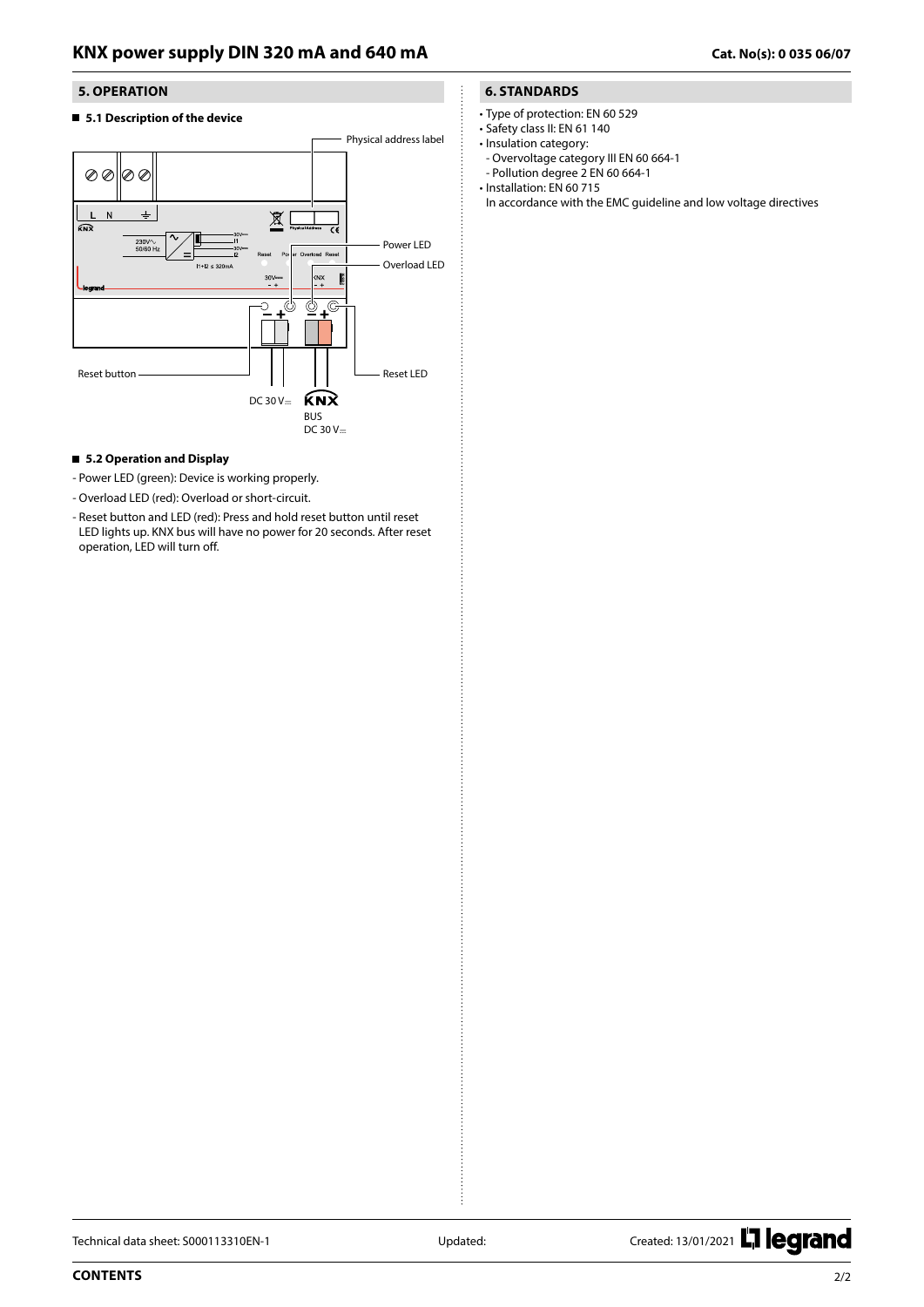## 5. OPERATION

### 5.1 Description of the device

Physical address label

Power LED

Overload LED

Reset button

Reset LED

DC 30 V

KNX
BUS
DC 30 V

### 5.2 Operation and Display

- Power LED (green): Device is working properly.
- Overload LED (red): Overload or short-circuit.
- Reset button and LED (red): Press and hold reset button until reset LED lights up. KNX bus will have no power for 20 seconds. After reset operation, LED will turn off.

## 6. STANDARDS

- Type of protection: EN 60 529
- Safety class II: EN 61 140
- Insulation category:
  - Overvoltage category III EN 60 664-1
  - Pollution degree 2 EN 60 664-1
- Installation: EN 60 715

  In accordance with the EMC guideline and low voltage directives